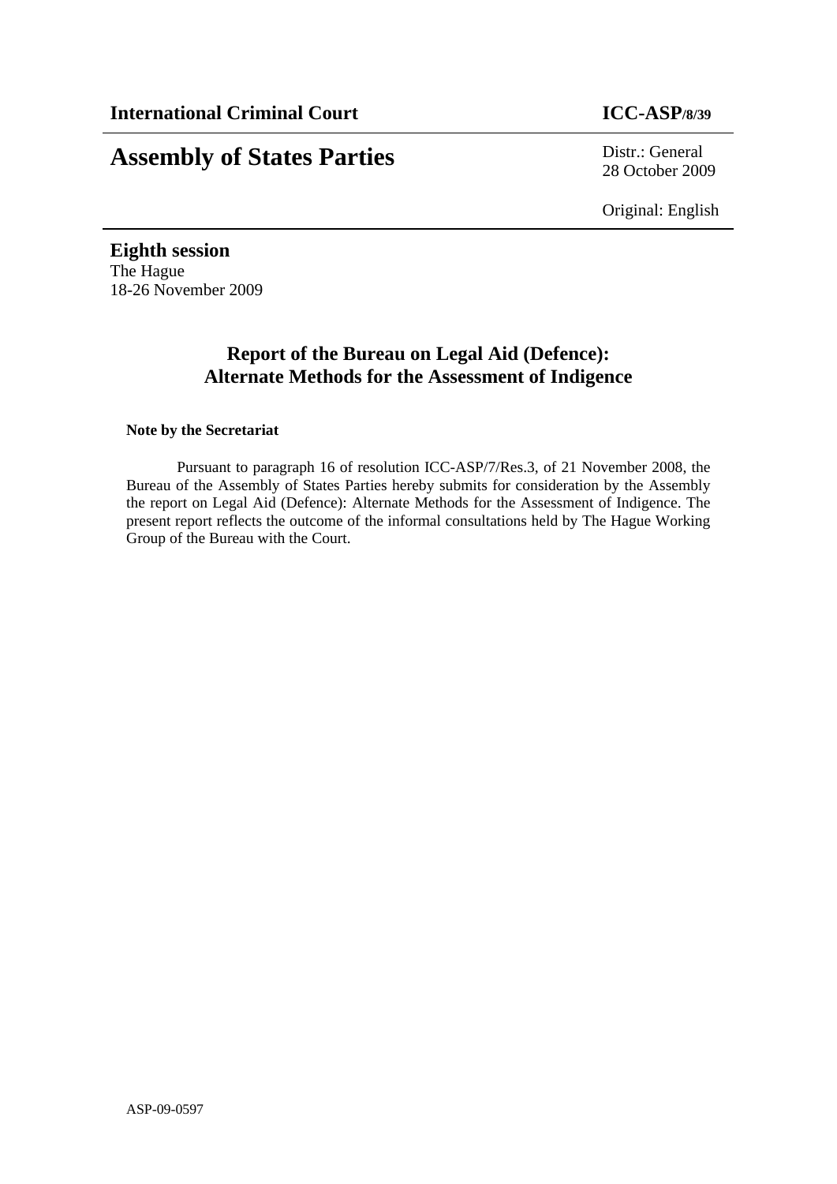**International Criminal Court** **ICC-ASP/8/39**

# Assembly of States Parties

Distr.: General
28 October 2009

Original: English

**Eighth session**
The Hague
18-26 November 2009

## Report of the Bureau on Legal Aid (Defence): Alternate Methods for the Assessment of Indigence

**Note by the Secretariat**

Pursuant to paragraph 16 of resolution ICC-ASP/7/Res.3, of 21 November 2008, the Bureau of the Assembly of States Parties hereby submits for consideration by the Assembly the report on Legal Aid (Defence): Alternate Methods for the Assessment of Indigence. The present report reflects the outcome of the informal consultations held by The Hague Working Group of the Bureau with the Court.

ASP-09-0597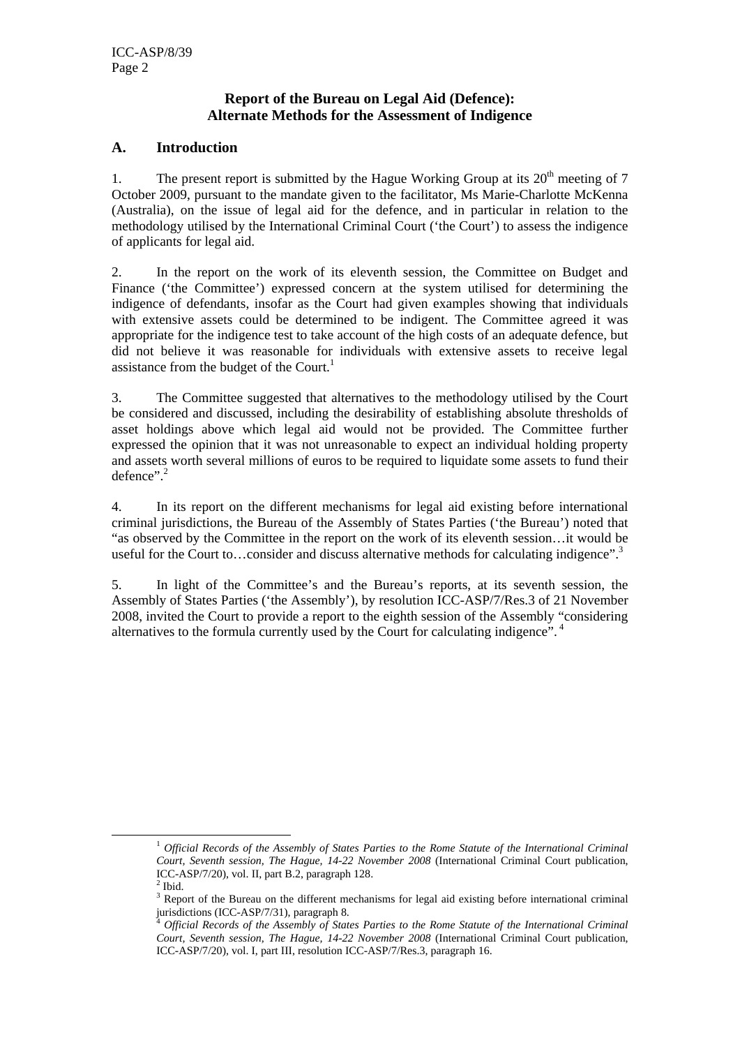**Report of the Bureau on Legal Aid (Defence): Alternate Methods for the Assessment of Indigence**

## A. Introduction

1. The present report is submitted by the Hague Working Group at its 20th meeting of 7 October 2009, pursuant to the mandate given to the facilitator, Ms Marie-Charlotte McKenna (Australia), on the issue of legal aid for the defence, and in particular in relation to the methodology utilised by the International Criminal Court ('the Court') to assess the indigence of applicants for legal aid.

2. In the report on the work of its eleventh session, the Committee on Budget and Finance ('the Committee') expressed concern at the system utilised for determining the indigence of defendants, insofar as the Court had given examples showing that individuals with extensive assets could be determined to be indigent. The Committee agreed it was appropriate for the indigence test to take account of the high costs of an adequate defence, but did not believe it was reasonable for individuals with extensive assets to receive legal assistance from the budget of the Court.[1]

3. The Committee suggested that alternatives to the methodology utilised by the Court be considered and discussed, including the desirability of establishing absolute thresholds of asset holdings above which legal aid would not be provided. The Committee further expressed the opinion that it was not unreasonable to expect an individual holding property and assets worth several millions of euros to be required to liquidate some assets to fund their defence".[2]

4. In its report on the different mechanisms for legal aid existing before international criminal jurisdictions, the Bureau of the Assembly of States Parties ('the Bureau') noted that "as observed by the Committee in the report on the work of its eleventh session…it would be useful for the Court to…consider and discuss alternative methods for calculating indigence".[3]

5. In light of the Committee's and the Bureau's reports, at its seventh session, the Assembly of States Parties ('the Assembly'), by resolution ICC-ASP/7/Res.3 of 21 November 2008, invited the Court to provide a report to the eighth session of the Assembly "considering alternatives to the formula currently used by the Court for calculating indigence".[4]

---

[1] *Official Records of the Assembly of States Parties to the Rome Statute of the International Criminal Court, Seventh session, The Hague, 14-22 November 2008* (International Criminal Court publication, ICC-ASP/7/20), vol. II, part B.2, paragraph 128.

[2] Ibid.

[3] Report of the Bureau on the different mechanisms for legal aid existing before international criminal jurisdictions (ICC-ASP/7/31), paragraph 8.

[4] *Official Records of the Assembly of States Parties to the Rome Statute of the International Criminal Court, Seventh session, The Hague, 14-22 November 2008* (International Criminal Court publication, ICC-ASP/7/20), vol. I, part III, resolution ICC-ASP/7/Res.3, paragraph 16.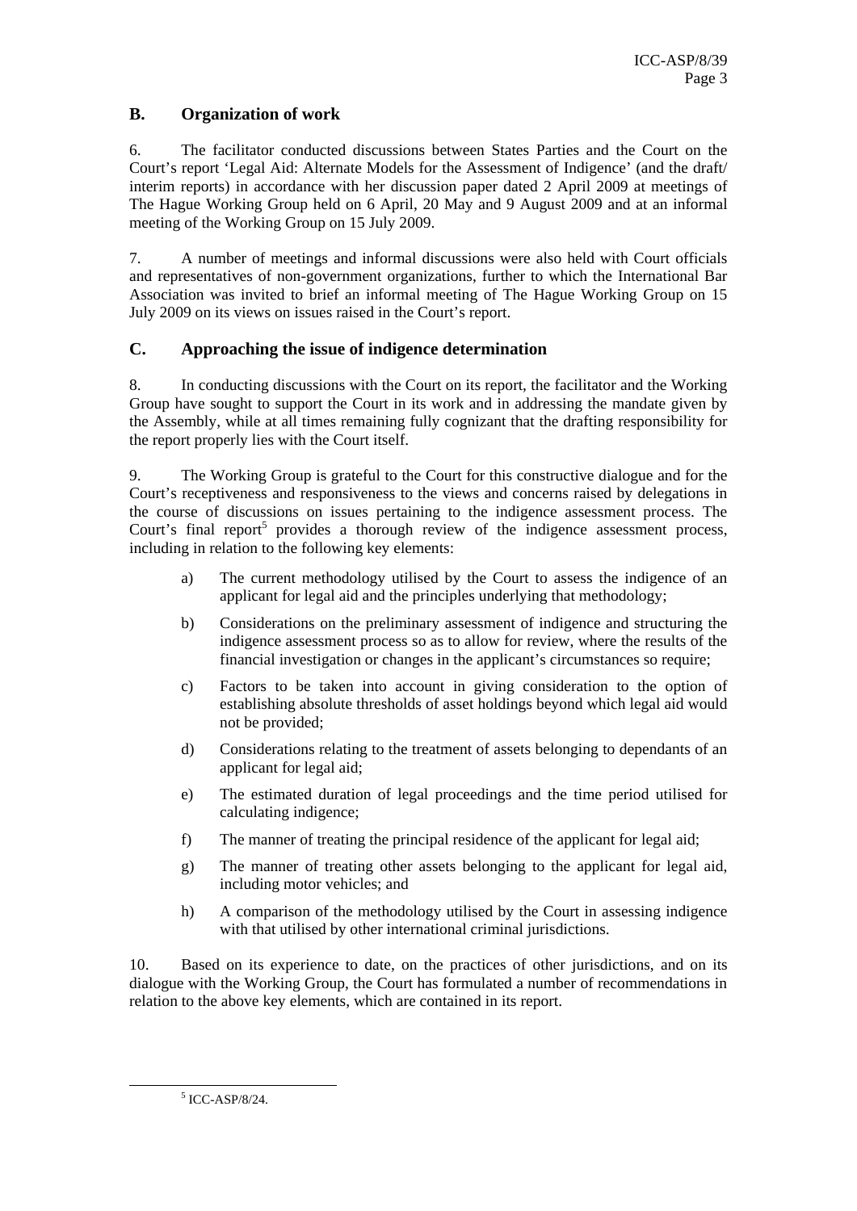## B. Organization of work

6. The facilitator conducted discussions between States Parties and the Court on the Court's report 'Legal Aid: Alternate Models for the Assessment of Indigence' (and the draft/ interim reports) in accordance with her discussion paper dated 2 April 2009 at meetings of The Hague Working Group held on 6 April, 20 May and 9 August 2009 and at an informal meeting of the Working Group on 15 July 2009.

7. A number of meetings and informal discussions were also held with Court officials and representatives of non-government organizations, further to which the International Bar Association was invited to brief an informal meeting of The Hague Working Group on 15 July 2009 on its views on issues raised in the Court's report.

## C. Approaching the issue of indigence determination

8. In conducting discussions with the Court on its report, the facilitator and the Working Group have sought to support the Court in its work and in addressing the mandate given by the Assembly, while at all times remaining fully cognizant that the drafting responsibility for the report properly lies with the Court itself.

9. The Working Group is grateful to the Court for this constructive dialogue and for the Court's receptiveness and responsiveness to the views and concerns raised by delegations in the course of discussions on issues pertaining to the indigence assessment process. The Court's final report[5] provides a thorough review of the indigence assessment process, including in relation to the following key elements:

a) The current methodology utilised by the Court to assess the indigence of an applicant for legal aid and the principles underlying that methodology;

b) Considerations on the preliminary assessment of indigence and structuring the indigence assessment process so as to allow for review, where the results of the financial investigation or changes in the applicant's circumstances so require;

c) Factors to be taken into account in giving consideration to the option of establishing absolute thresholds of asset holdings beyond which legal aid would not be provided;

d) Considerations relating to the treatment of assets belonging to dependants of an applicant for legal aid;

e) The estimated duration of legal proceedings and the time period utilised for calculating indigence;

f) The manner of treating the principal residence of the applicant for legal aid;

g) The manner of treating other assets belonging to the applicant for legal aid, including motor vehicles; and

h) A comparison of the methodology utilised by the Court in assessing indigence with that utilised by other international criminal jurisdictions.

10. Based on its experience to date, on the practices of other jurisdictions, and on its dialogue with the Working Group, the Court has formulated a number of recommendations in relation to the above key elements, which are contained in its report.

---

[5] ICC-ASP/8/24.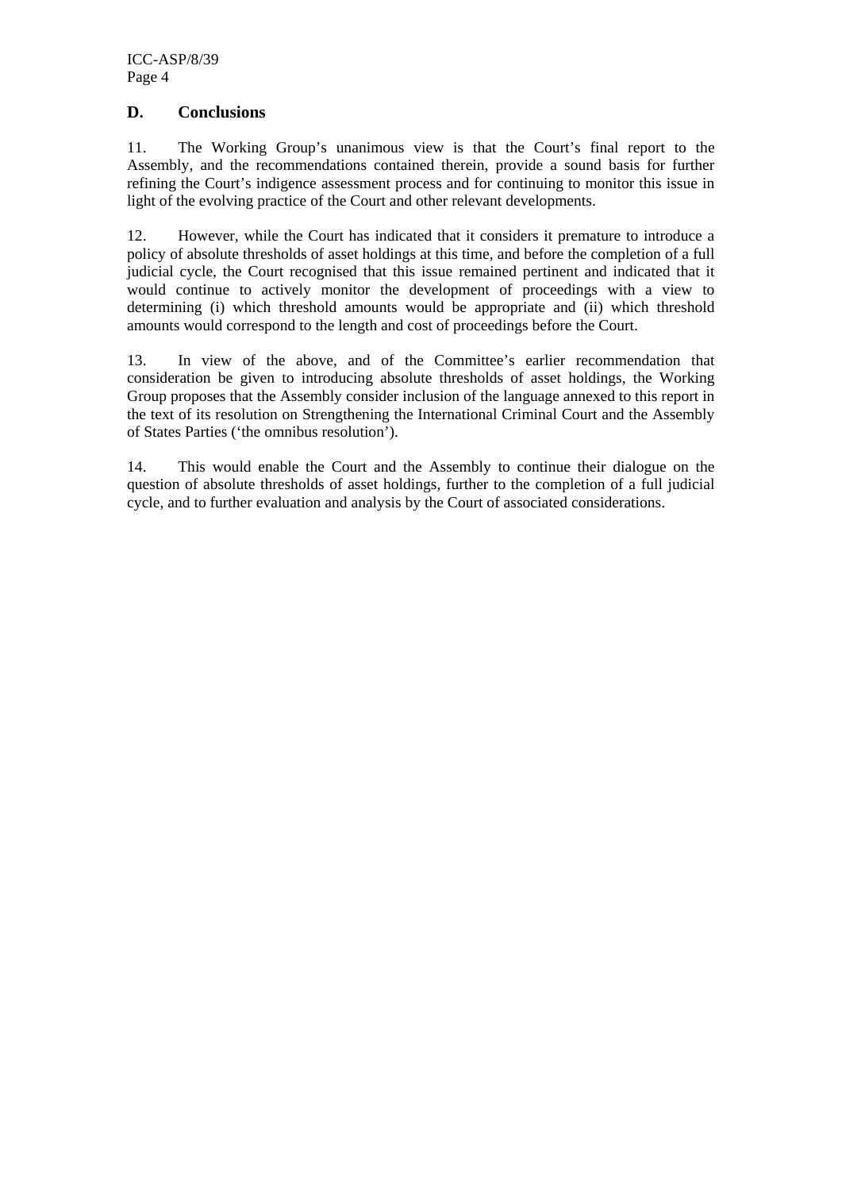## D. Conclusions

11. The Working Group's unanimous view is that the Court's final report to the Assembly, and the recommendations contained therein, provide a sound basis for further refining the Court's indigence assessment process and for continuing to monitor this issue in light of the evolving practice of the Court and other relevant developments.

12. However, while the Court has indicated that it considers it premature to introduce a policy of absolute thresholds of asset holdings at this time, and before the completion of a full judicial cycle, the Court recognised that this issue remained pertinent and indicated that it would continue to actively monitor the development of proceedings with a view to determining (i) which threshold amounts would be appropriate and (ii) which threshold amounts would correspond to the length and cost of proceedings before the Court.

13. In view of the above, and of the Committee's earlier recommendation that consideration be given to introducing absolute thresholds of asset holdings, the Working Group proposes that the Assembly consider inclusion of the language annexed to this report in the text of its resolution on Strengthening the International Criminal Court and the Assembly of States Parties ('the omnibus resolution').

14. This would enable the Court and the Assembly to continue their dialogue on the question of absolute thresholds of asset holdings, further to the completion of a full judicial cycle, and to further evaluation and analysis by the Court of associated considerations.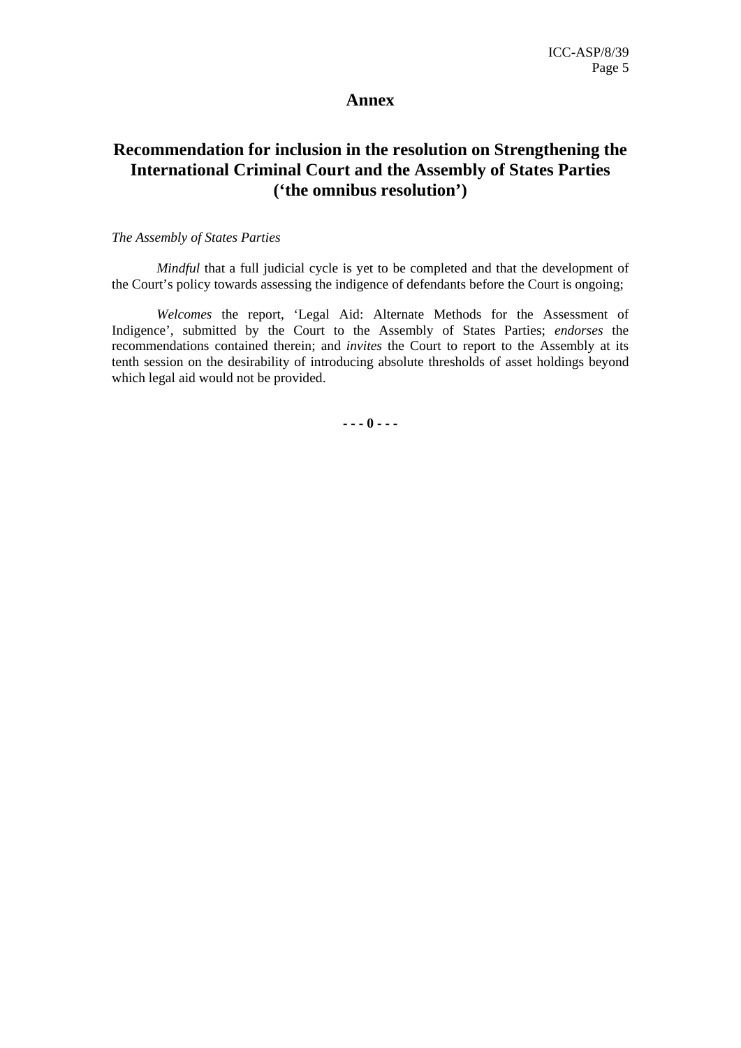# Annex

## Recommendation for inclusion in the resolution on Strengthening the International Criminal Court and the Assembly of States Parties ('the omnibus resolution')

*The Assembly of States Parties*

*Mindful* that a full judicial cycle is yet to be completed and that the development of the Court's policy towards assessing the indigence of defendants before the Court is ongoing;

*Welcomes* the report, 'Legal Aid: Alternate Methods for the Assessment of Indigence', submitted by the Court to the Assembly of States Parties; *endorses* the recommendations contained therein; and *invites* the Court to report to the Assembly at its tenth session on the desirability of introducing absolute thresholds of asset holdings beyond which legal aid would not be provided.

**- - - 0 - - -**